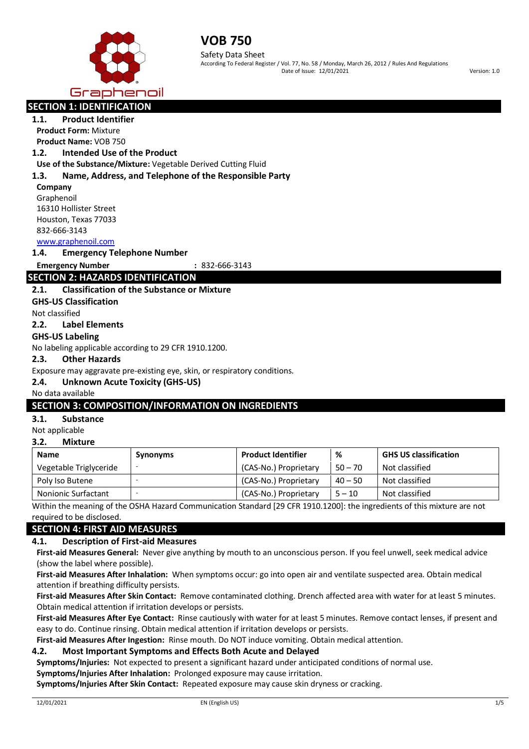Graphenoil

# VOB 750

Safety Data Sheet

According To Federal Register / Vol. 77, No. 58 / Monday, March 26, 2012 / Rules And Regulations

Date of Issue: 12/01/2021

Version: 1.0

## SECTION 1: IDENTIFICATION

### 1.1. Product Identifier

**Product Form:** Mixture

**Product Name:** VOB 750

### 1.2. Intended Use of the Product

**Use of the Substance/Mixture:** Vegetable Derived Cutting Fluid

### 1.3. Name, Address, and Telephone of the Responsible Party

**Company**

Graphenoil
16310 Hollister Street
Houston, Texas 77033
832-666-3143
www.graphenoil.com

### 1.4. Emergency Telephone Number

**Emergency Number** : 832-666-3143

## SECTION 2: HAZARDS IDENTIFICATION

### 2.1. Classification of the Substance or Mixture

**GHS-US Classification**

Not classified

### 2.2. Label Elements

**GHS-US Labeling**

No labeling applicable according to 29 CFR 1910.1200.

### 2.3. Other Hazards

Exposure may aggravate pre-existing eye, skin, or respiratory conditions.

### 2.4. Unknown Acute Toxicity (GHS-US)

No data available

## SECTION 3: COMPOSITION/INFORMATION ON INGREDIENTS

### 3.1. Substance

Not applicable

### 3.2. Mixture

| Name | Synonyms | Product Identifier | % | GHS US classification |
|---|---|---|---|---|
| Vegetable Triglyceride | - | (CAS-No.) Proprietary | 50 – 70 | Not classified |
| Poly Iso Butene | - | (CAS-No.) Proprietary | 40 – 50 | Not classified |
| Nonionic Surfactant | - | (CAS-No.) Proprietary | 5 – 10 | Not classified |

Within the meaning of the OSHA Hazard Communication Standard [29 CFR 1910.1200]: the ingredients of this mixture are not required to be disclosed.

## SECTION 4: FIRST AID MEASURES

### 4.1. Description of First-aid Measures

**First-aid Measures General:** Never give anything by mouth to an unconscious person. If you feel unwell, seek medical advice (show the label where possible).

**First-aid Measures After Inhalation:** When symptoms occur: go into open air and ventilate suspected area. Obtain medical attention if breathing difficulty persists.

**First-aid Measures After Skin Contact:** Remove contaminated clothing. Drench affected area with water for at least 5 minutes. Obtain medical attention if irritation develops or persists.

**First-aid Measures After Eye Contact:** Rinse cautiously with water for at least 5 minutes. Remove contact lenses, if present and easy to do. Continue rinsing. Obtain medical attention if irritation develops or persists.

**First-aid Measures After Ingestion:** Rinse mouth. Do NOT induce vomiting. Obtain medical attention.

### 4.2. Most Important Symptoms and Effects Both Acute and Delayed

**Symptoms/Injuries:** Not expected to present a significant hazard under anticipated conditions of normal use.

**Symptoms/Injuries After Inhalation:** Prolonged exposure may cause irritation.

**Symptoms/Injuries After Skin Contact:** Repeated exposure may cause skin dryness or cracking.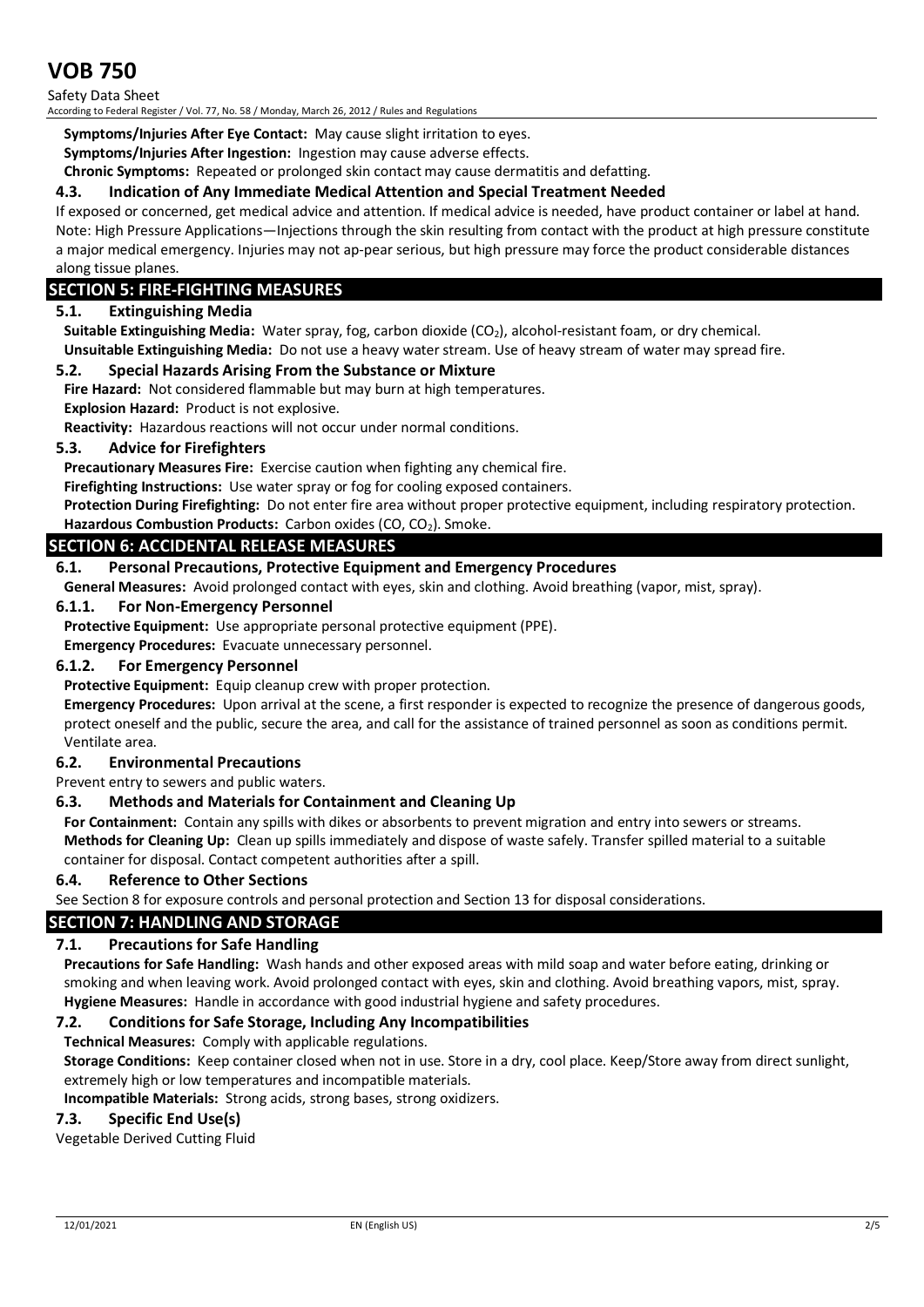**Symptoms/Injuries After Eye Contact:** May cause slight irritation to eyes.

**Symptoms/Injuries After Ingestion:** Ingestion may cause adverse effects.

**Chronic Symptoms:** Repeated or prolonged skin contact may cause dermatitis and defatting.

### 4.3. Indication of Any Immediate Medical Attention and Special Treatment Needed

If exposed or concerned, get medical advice and attention. If medical advice is needed, have product container or label at hand. Note: High Pressure Applications—Injections through the skin resulting from contact with the product at high pressure constitute a major medical emergency. Injuries may not ap-pear serious, but high pressure may force the product considerable distances along tissue planes.

## SECTION 5: FIRE-FIGHTING MEASURES

### 5.1. Extinguishing Media

**Suitable Extinguishing Media:** Water spray, fog, carbon dioxide ($CO_2$), alcohol-resistant foam, or dry chemical.

**Unsuitable Extinguishing Media:** Do not use a heavy water stream. Use of heavy stream of water may spread fire.

### 5.2. Special Hazards Arising From the Substance or Mixture

**Fire Hazard:** Not considered flammable but may burn at high temperatures.

**Explosion Hazard:** Product is not explosive.

**Reactivity:** Hazardous reactions will not occur under normal conditions.

### 5.3. Advice for Firefighters

**Precautionary Measures Fire:** Exercise caution when fighting any chemical fire.

**Firefighting Instructions:** Use water spray or fog for cooling exposed containers.

**Protection During Firefighting:** Do not enter fire area without proper protective equipment, including respiratory protection.

**Hazardous Combustion Products:** Carbon oxides ($CO$, $CO_2$). Smoke.

## SECTION 6: ACCIDENTAL RELEASE MEASURES

### 6.1. Personal Precautions, Protective Equipment and Emergency Procedures

**General Measures:** Avoid prolonged contact with eyes, skin and clothing. Avoid breathing (vapor, mist, spray).

#### 6.1.1. For Non-Emergency Personnel

**Protective Equipment:** Use appropriate personal protective equipment (PPE).

**Emergency Procedures:** Evacuate unnecessary personnel.

#### 6.1.2. For Emergency Personnel

**Protective Equipment:** Equip cleanup crew with proper protection.

**Emergency Procedures:** Upon arrival at the scene, a first responder is expected to recognize the presence of dangerous goods, protect oneself and the public, secure the area, and call for the assistance of trained personnel as soon as conditions permit. Ventilate area.

### 6.2. Environmental Precautions

Prevent entry to sewers and public waters.

### 6.3. Methods and Materials for Containment and Cleaning Up

**For Containment:** Contain any spills with dikes or absorbents to prevent migration and entry into sewers or streams.

**Methods for Cleaning Up:** Clean up spills immediately and dispose of waste safely. Transfer spilled material to a suitable container for disposal. Contact competent authorities after a spill.

### 6.4. Reference to Other Sections

See Section 8 for exposure controls and personal protection and Section 13 for disposal considerations.

## SECTION 7: HANDLING AND STORAGE

### 7.1. Precautions for Safe Handling

**Precautions for Safe Handling:** Wash hands and other exposed areas with mild soap and water before eating, drinking or smoking and when leaving work. Avoid prolonged contact with eyes, skin and clothing. Avoid breathing vapors, mist, spray.

**Hygiene Measures:** Handle in accordance with good industrial hygiene and safety procedures.

### 7.2. Conditions for Safe Storage, Including Any Incompatibilities

**Technical Measures:** Comply with applicable regulations.

**Storage Conditions:** Keep container closed when not in use. Store in a dry, cool place. Keep/Store away from direct sunlight, extremely high or low temperatures and incompatible materials.

**Incompatible Materials:** Strong acids, strong bases, strong oxidizers.

### 7.3. Specific End Use(s)

Vegetable Derived Cutting Fluid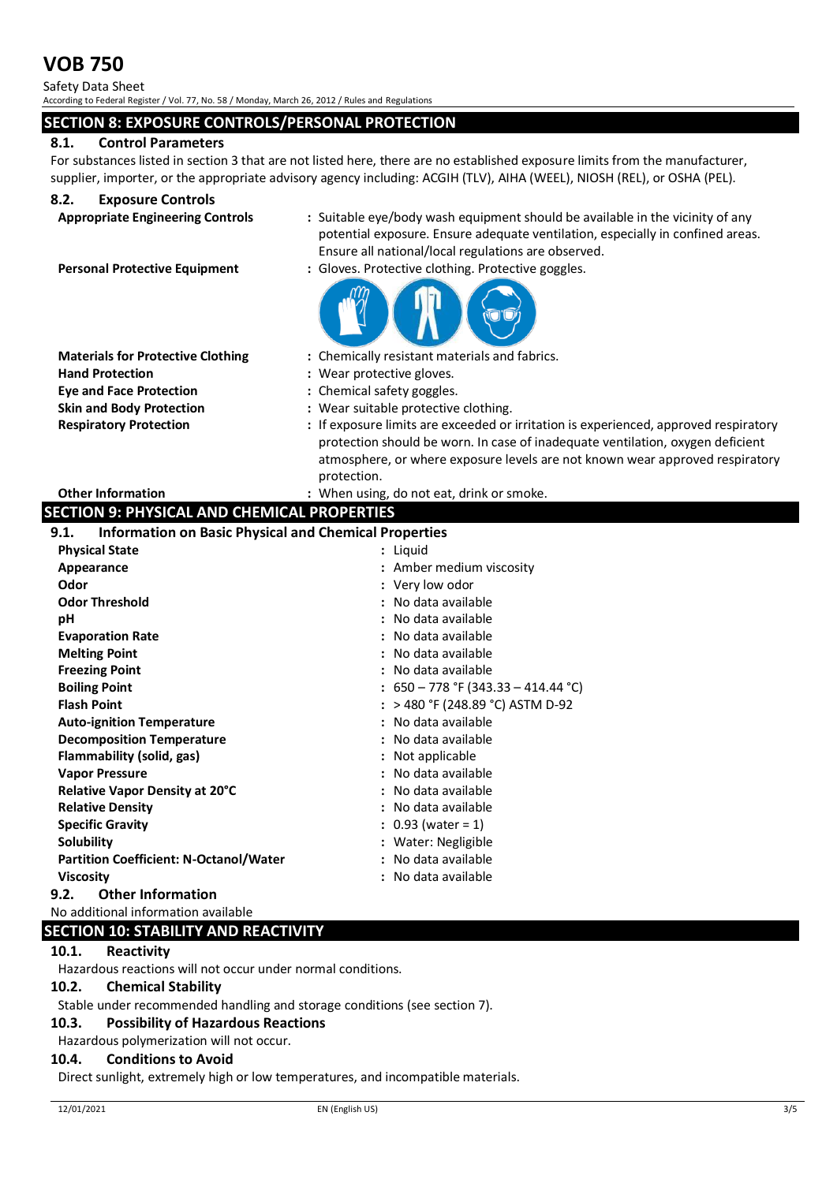## SECTION 8: EXPOSURE CONTROLS/PERSONAL PROTECTION

### 8.1. Control Parameters

For substances listed in section 3 that are not listed here, there are no established exposure limits from the manufacturer, supplier, importer, or the appropriate advisory agency including: ACGIH (TLV), AIHA (WEEL), NIOSH (REL), or OSHA (PEL).

### 8.2. Exposure Controls

**Appropriate Engineering Controls** : Suitable eye/body wash equipment should be available in the vicinity of any potential exposure. Ensure adequate ventilation, especially in confined areas. Ensure all national/local regulations are observed.

**Personal Protective Equipment** : Gloves. Protective clothing. Protective goggles.

**Materials for Protective Clothing** : Chemically resistant materials and fabrics.

**Hand Protection** : Wear protective gloves.

**Eye and Face Protection** : Chemical safety goggles.

**Skin and Body Protection** : Wear suitable protective clothing.

**Respiratory Protection** : If exposure limits are exceeded or irritation is experienced, approved respiratory protection should be worn. In case of inadequate ventilation, oxygen deficient atmosphere, or where exposure levels are not known wear approved respiratory protection.

**Other Information** : When using, do not eat, drink or smoke.

## SECTION 9: PHYSICAL AND CHEMICAL PROPERTIES

### 9.1. Information on Basic Physical and Chemical Properties

| | |
|---|---|
| **Physical State** | : Liquid |
| **Appearance** | : Amber medium viscosity |
| **Odor** | : Very low odor |
| **Odor Threshold** | : No data available |
| **pH** | : No data available |
| **Evaporation Rate** | : No data available |
| **Melting Point** | : No data available |
| **Freezing Point** | : No data available |
| **Boiling Point** | : 650 – 778 °F (343.33 – 414.44 °C) |
| **Flash Point** | : > 480 °F (248.89 °C) ASTM D-92 |
| **Auto-ignition Temperature** | : No data available |
| **Decomposition Temperature** | : No data available |
| **Flammability (solid, gas)** | : Not applicable |
| **Vapor Pressure** | : No data available |
| **Relative Vapor Density at 20°C** | : No data available |
| **Relative Density** | : No data available |
| **Specific Gravity** | : 0.93 (water = 1) |
| **Solubility** | : Water: Negligible |
| **Partition Coefficient: N-Octanol/Water** | : No data available |
| **Viscosity** | : No data available |

### 9.2. Other Information

No additional information available

## SECTION 10: STABILITY AND REACTIVITY

### 10.1. Reactivity

Hazardous reactions will not occur under normal conditions.

### 10.2. Chemical Stability

Stable under recommended handling and storage conditions (see section 7).

### 10.3. Possibility of Hazardous Reactions

Hazardous polymerization will not occur.

### 10.4. Conditions to Avoid

Direct sunlight, extremely high or low temperatures, and incompatible materials.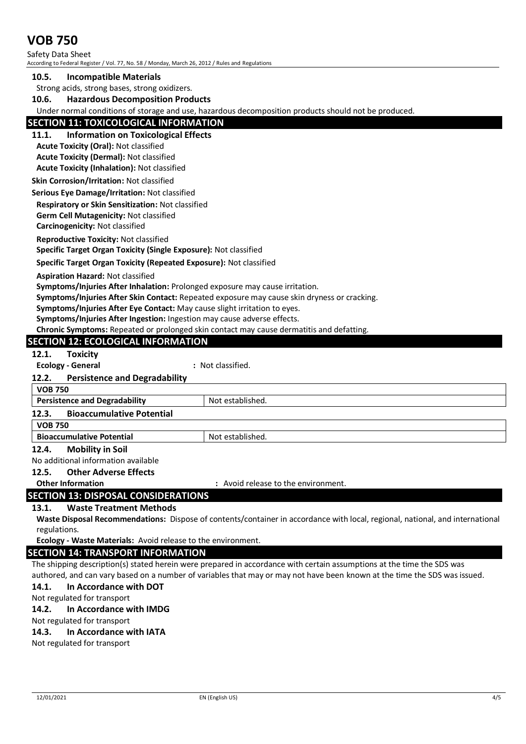### 10.5. Incompatible Materials

Strong acids, strong bases, strong oxidizers.

### 10.6. Hazardous Decomposition Products

Under normal conditions of storage and use, hazardous decomposition products should not be produced.

## SECTION 11: TOXICOLOGICAL INFORMATION

### 11.1. Information on Toxicological Effects

**Acute Toxicity (Oral):** Not classified

**Acute Toxicity (Dermal):** Not classified

**Acute Toxicity (Inhalation):** Not classified

**Skin Corrosion/Irritation:** Not classified

**Serious Eye Damage/Irritation:** Not classified

**Respiratory or Skin Sensitization:** Not classified

**Germ Cell Mutagenicity:** Not classified

**Carcinogenicity:** Not classified

**Reproductive Toxicity:** Not classified

**Specific Target Organ Toxicity (Single Exposure):** Not classified

**Specific Target Organ Toxicity (Repeated Exposure):** Not classified

**Aspiration Hazard:** Not classified

**Symptoms/Injuries After Inhalation:** Prolonged exposure may cause irritation.

**Symptoms/Injuries After Skin Contact:** Repeated exposure may cause skin dryness or cracking.

**Symptoms/Injuries After Eye Contact:** May cause slight irritation to eyes.

**Symptoms/Injuries After Ingestion:** Ingestion may cause adverse effects.

**Chronic Symptoms:** Repeated or prolonged skin contact may cause dermatitis and defatting.

## SECTION 12: ECOLOGICAL INFORMATION

### 12.1. Toxicity

**Ecology - General** : Not classified.

### 12.2. Persistence and Degradability

| **VOB 750** | |
|---|---|
| **Persistence and Degradability** | Not established. |

### 12.3. Bioaccumulative Potential

| **VOB 750** | |
|---|---|
| **Bioaccumulative Potential** | Not established. |

### 12.4. Mobility in Soil

No additional information available

### 12.5. Other Adverse Effects

**Other Information** : Avoid release to the environment.

## SECTION 13: DISPOSAL CONSIDERATIONS

### 13.1. Waste Treatment Methods

**Waste Disposal Recommendations:** Dispose of contents/container in accordance with local, regional, national, and international regulations.

**Ecology - Waste Materials:** Avoid release to the environment.

## SECTION 14: TRANSPORT INFORMATION

The shipping description(s) stated herein were prepared in accordance with certain assumptions at the time the SDS was authored, and can vary based on a number of variables that may or may not have been known at the time the SDS was issued.

### 14.1. In Accordance with DOT

Not regulated for transport

### 14.2. In Accordance with IMDG

Not regulated for transport

### 14.3. In Accordance with IATA

Not regulated for transport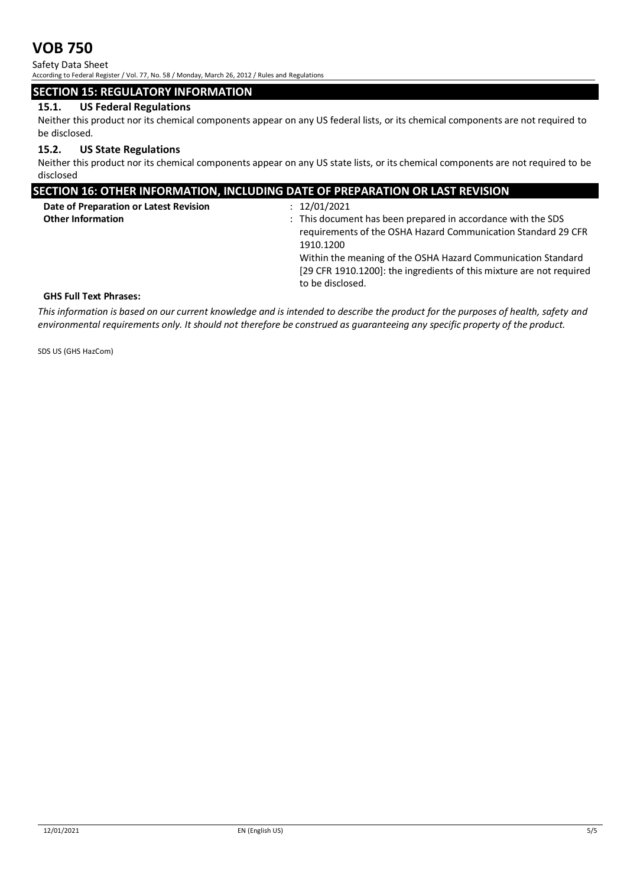## SECTION 15: REGULATORY INFORMATION

### 15.1. US Federal Regulations

Neither this product nor its chemical components appear on any US federal lists, or its chemical components are not required to be disclosed.

### 15.2. US State Regulations

Neither this product nor its chemical components appear on any US state lists, or its chemical components are not required to be disclosed

## SECTION 16: OTHER INFORMATION, INCLUDING DATE OF PREPARATION OR LAST REVISION

| | |
|---|---|
| **Date of Preparation or Latest Revision** | : 12/01/2021 |
| **Other Information** | : This document has been prepared in accordance with the SDS requirements of the OSHA Hazard Communication Standard 29 CFR 1910.1200<br>Within the meaning of the OSHA Hazard Communication Standard [29 CFR 1910.1200]: the ingredients of this mixture are not required to be disclosed. |

**GHS Full Text Phrases:**

*This information is based on our current knowledge and is intended to describe the product for the purposes of health, safety and environmental requirements only. It should not therefore be construed as guaranteeing any specific property of the product.*

SDS US (GHS HazCom)